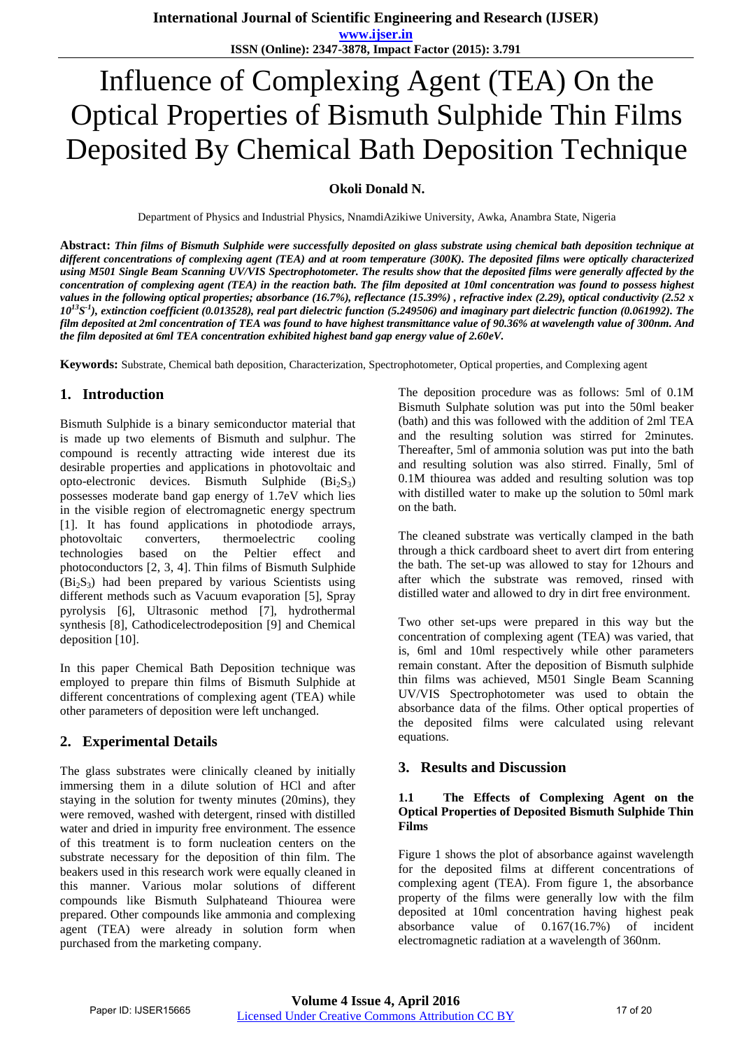# Influence of Complexing Agent (TEA) On the Optical Properties of Bismuth Sulphide Thin Films Deposited By Chemical Bath Deposition Technique

**Okoli Donald N.**

Department of Physics and Industrial Physics, NnamdiAzikiwe University, Awka, Anambra State, Nigeria

**Abstract:** ***Thin films of Bismuth Sulphide were successfully deposited on glass substrate using chemical bath deposition technique at different concentrations of complexing agent (TEA) and at room temperature (300K). The deposited films were optically characterized using M501 Single Beam Scanning UV/VIS Spectrophotometer. The results show that the deposited films were generally affected by the concentration of complexing agent (TEA) in the reaction bath. The film deposited at 10ml concentration was found to possess highest values in the following optical properties; absorbance (16.7%), reflectance (15.39%) , refractive index (2.29), optical conductivity (2.52 x $10^{13}S^{-1}$), extinction coefficient (0.013528), real part dielectric function (5.249506) and imaginary part dielectric function (0.061992). The film deposited at 2ml concentration of TEA was found to have highest transmittance value of 90.36% at wavelength value of 300nm. And the film deposited at 6ml TEA concentration exhibited highest band gap energy value of 2.60eV.***

**Keywords:** Substrate, Chemical bath deposition, Characterization, Spectrophotometer, Optical properties, and Complexing agent

## 1. Introduction

Bismuth Sulphide is a binary semiconductor material that is made up two elements of Bismuth and sulphur. The compound is recently attracting wide interest due its desirable properties and applications in photovoltaic and opto-electronic devices. Bismuth Sulphide ($Bi_2S_3$) possesses moderate band gap energy of 1.7eV which lies in the visible region of electromagnetic energy spectrum [1]. It has found applications in photodiode arrays, photovoltaic converters, thermoelectric cooling technologies based on the Peltier effect and photoconductors [2, 3, 4]. Thin films of Bismuth Sulphide ($Bi_2S_3$) had been prepared by various Scientists using different methods such as Vacuum evaporation [5], Spray pyrolysis [6], Ultrasonic method [7], hydrothermal synthesis [8], Cathodicelectrodeposition [9] and Chemical deposition [10].

In this paper Chemical Bath Deposition technique was employed to prepare thin films of Bismuth Sulphide at different concentrations of complexing agent (TEA) while other parameters of deposition were left unchanged.

## 2. Experimental Details

The glass substrates were clinically cleaned by initially immersing them in a dilute solution of HCl and after staying in the solution for twenty minutes (20mins), they were removed, washed with detergent, rinsed with distilled water and dried in impurity free environment. The essence of this treatment is to form nucleation centers on the substrate necessary for the deposition of thin film. The beakers used in this research work were equally cleaned in this manner. Various molar solutions of different compounds like Bismuth Sulphateand Thiourea were prepared. Other compounds like ammonia and complexing agent (TEA) were already in solution form when purchased from the marketing company.

The deposition procedure was as follows: 5ml of 0.1M Bismuth Sulphate solution was put into the 50ml beaker (bath) and this was followed with the addition of 2ml TEA and the resulting solution was stirred for 2minutes. Thereafter, 5ml of ammonia solution was put into the bath and resulting solution was also stirred. Finally, 5ml of 0.1M thiourea was added and resulting solution was top with distilled water to make up the solution to 50ml mark on the bath.

The cleaned substrate was vertically clamped in the bath through a thick cardboard sheet to avert dirt from entering the bath. The set-up was allowed to stay for 12hours and after which the substrate was removed, rinsed with distilled water and allowed to dry in dirt free environment.

Two other set-ups were prepared in this way but the concentration of complexing agent (TEA) was varied, that is, 6ml and 10ml respectively while other parameters remain constant. After the deposition of Bismuth sulphide thin films was achieved, M501 Single Beam Scanning UV/VIS Spectrophotometer was used to obtain the absorbance data of the films. Other optical properties of the deposited films were calculated using relevant equations.

## 3. Results and Discussion

### 1.1 The Effects of Complexing Agent on the Optical Properties of Deposited Bismuth Sulphide Thin Films

Figure 1 shows the plot of absorbance against wavelength for the deposited films at different concentrations of complexing agent (TEA). From figure 1, the absorbance property of the films were generally low with the film deposited at 10ml concentration having highest peak absorbance value of 0.167(16.7%) of incident electromagnetic radiation at a wavelength of 360nm.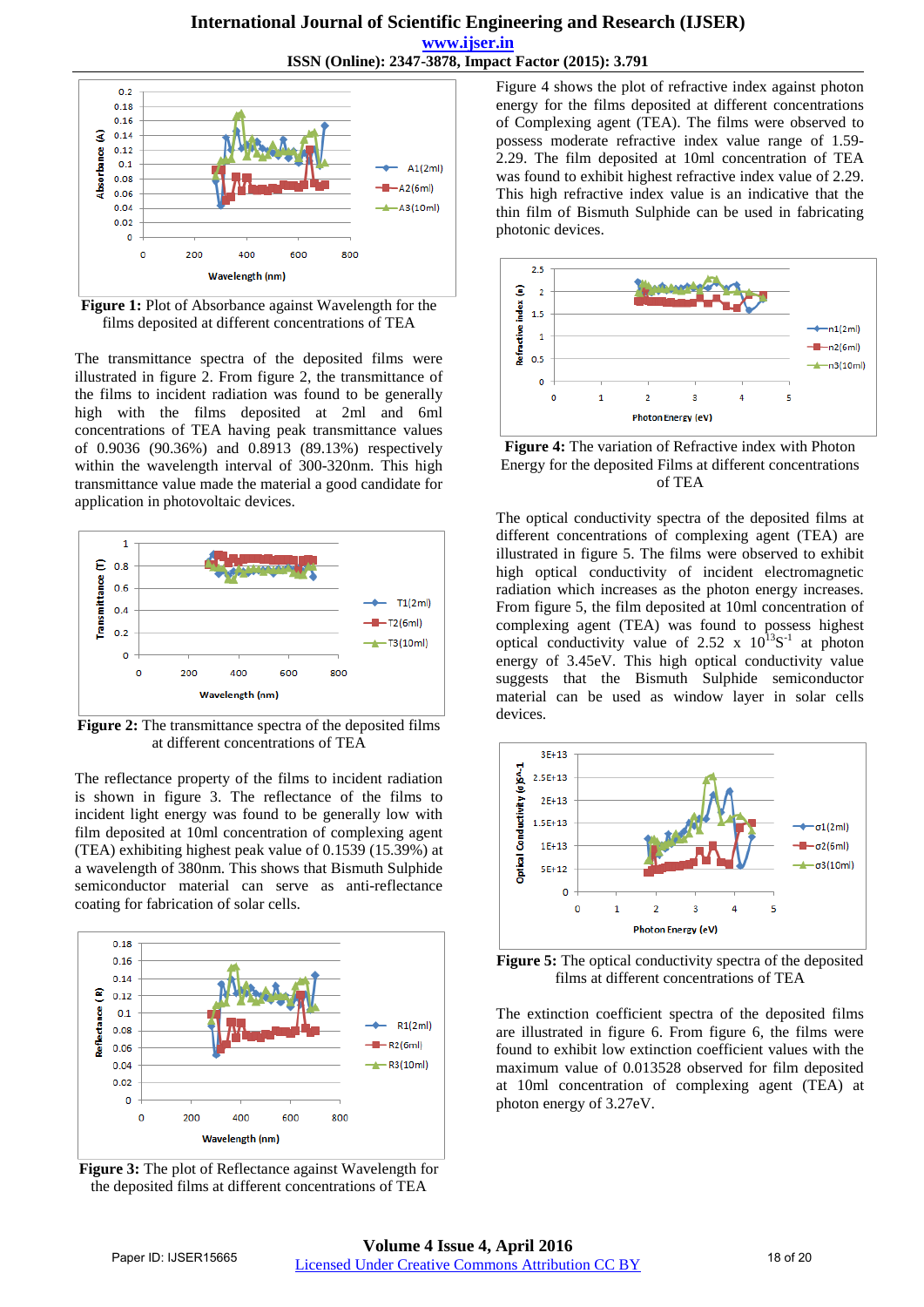**Figure 1:** Plot of Absorbance against Wavelength for the films deposited at different concentrations of TEA

The transmittance spectra of the deposited films were illustrated in figure 2. From figure 2, the transmittance of the films to incident radiation was found to be generally high with the films deposited at 2ml and 6ml concentrations of TEA having peak transmittance values of 0.9036 (90.36%) and 0.8913 (89.13%) respectively within the wavelength interval of 300-320nm. This high transmittance value made the material a good candidate for application in photovoltaic devices.

**Figure 2:** The transmittance spectra of the deposited films at different concentrations of TEA

The reflectance property of the films to incident radiation is shown in figure 3. The reflectance of the films to incident light energy was found to be generally low with film deposited at 10ml concentration of complexing agent (TEA) exhibiting highest peak value of 0.1539 (15.39%) at a wavelength of 380nm. This shows that Bismuth Sulphide semiconductor material can serve as anti-reflectance coating for fabrication of solar cells.

**Figure 3:** The plot of Reflectance against Wavelength for the deposited films at different concentrations of TEA

Figure 4 shows the plot of refractive index against photon energy for the films deposited at different concentrations of Complexing agent (TEA). The films were observed to possess moderate refractive index value range of 1.59-2.29. The film deposited at 10ml concentration of TEA was found to exhibit highest refractive index value of 2.29. This high refractive index value is an indicative that the thin film of Bismuth Sulphide can be used in fabricating photonic devices.

**Figure 4:** The variation of Refractive index with Photon Energy for the deposited Films at different concentrations of TEA

The optical conductivity spectra of the deposited films at different concentrations of complexing agent (TEA) are illustrated in figure 5. The films were observed to exhibit high optical conductivity of incident electromagnetic radiation which increases as the photon energy increases. From figure 5, the film deposited at 10ml concentration of complexing agent (TEA) was found to possess highest optical conductivity value of $2.52 \times 10^{13} S^{-1}$ at photon energy of 3.45eV. This high optical conductivity value suggests that the Bismuth Sulphide semiconductor material can be used as window layer in solar cells devices.

**Figure 5:** The optical conductivity spectra of the deposited films at different concentrations of TEA

The extinction coefficient spectra of the deposited films are illustrated in figure 6. From figure 6, the films were found to exhibit low extinction coefficient values with the maximum value of 0.013528 observed for film deposited at 10ml concentration of complexing agent (TEA) at photon energy of 3.27eV.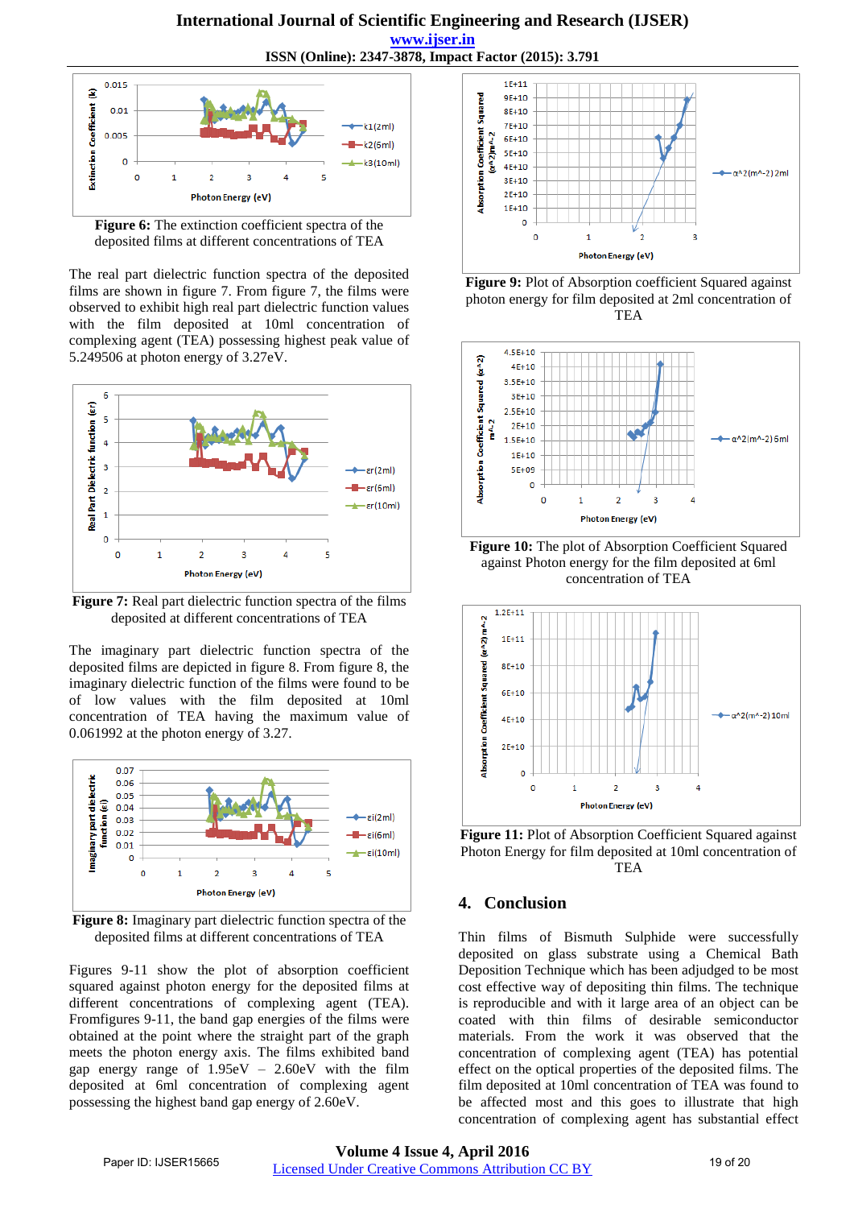**Figure 6:** The extinction coefficient spectra of the deposited films at different concentrations of TEA

The real part dielectric function spectra of the deposited films are shown in figure 7. From figure 7, the films were observed to exhibit high real part dielectric function values with the film deposited at 10ml concentration of complexing agent (TEA) possessing highest peak value of 5.249506 at photon energy of 3.27eV.

**Figure 7:** Real part dielectric function spectra of the films deposited at different concentrations of TEA

The imaginary part dielectric function spectra of the deposited films are depicted in figure 8. From figure 8, the imaginary dielectric function of the films were found to be of low values with the film deposited at 10ml concentration of TEA having the maximum value of 0.061992 at the photon energy of 3.27.

**Figure 8:** Imaginary part dielectric function spectra of the deposited films at different concentrations of TEA

Figures 9-11 show the plot of absorption coefficient squared against photon energy for the deposited films at different concentrations of complexing agent (TEA). Fromfigures 9-11, the band gap energies of the films were obtained at the point where the straight part of the graph meets the photon energy axis. The films exhibited band gap energy range of 1.95eV – 2.60eV with the film deposited at 6ml concentration of complexing agent possessing the highest band gap energy of 2.60eV.

**Figure 9:** Plot of Absorption coefficient Squared against photon energy for film deposited at 2ml concentration of TEA

**Figure 10:** The plot of Absorption Coefficient Squared against Photon energy for the film deposited at 6ml concentration of TEA

**Figure 11:** Plot of Absorption Coefficient Squared against Photon Energy for film deposited at 10ml concentration of TEA

## 4. Conclusion

Thin films of Bismuth Sulphide were successfully deposited on glass substrate using a Chemical Bath Deposition Technique which has been adjudged to be most cost effective way of depositing thin films. The technique is reproducible and with it large area of an object can be coated with thin films of desirable semiconductor materials. From the work it was observed that the concentration of complexing agent (TEA) has potential effect on the optical properties of the deposited films. The film deposited at 10ml concentration of TEA was found to be affected most and this goes to illustrate that high concentration of complexing agent has substantial effect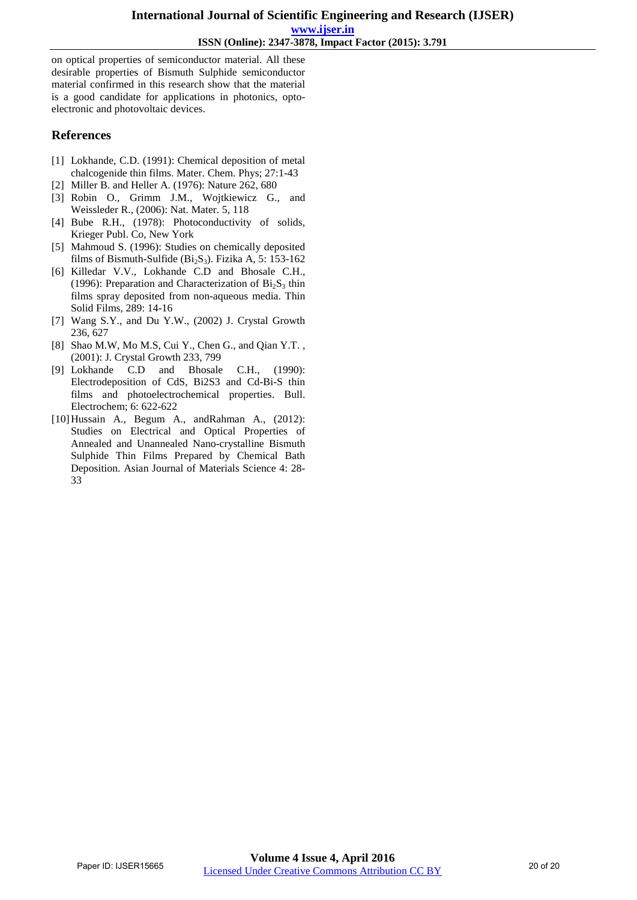on optical properties of semiconductor material. All these desirable properties of Bismuth Sulphide semiconductor material confirmed in this research show that the material is a good candidate for applications in photonics, opto-electronic and photovoltaic devices.

## References

[1] Lokhande, C.D. (1991): Chemical deposition of metal chalcogenide thin films. Mater. Chem. Phys; 27:1-43

[2] Miller B. and Heller A. (1976): Nature 262, 680

[3] Robin O., Grimm J.M., Wojtkiewicz G., and Weissleder R., (2006): Nat. Mater. 5, 118

[4] Bube R.H., (1978): Photoconductivity of solids, Krieger Publ. Co, New York

[5] Mahmoud S. (1996): Studies on chemically deposited films of Bismuth-Sulfide ($Bi_2S_3$). Fizika A, 5: 153-162

[6] Killedar V.V., Lokhande C.D and Bhosale C.H., (1996): Preparation and Characterization of $Bi_2S_3$ thin films spray deposited from non-aqueous media. Thin Solid Films, 289: 14-16

[7] Wang S.Y., and Du Y.W., (2002) J. Crystal Growth 236, 627

[8] Shao M.W, Mo M.S, Cui Y., Chen G., and Qian Y.T. , (2001): J. Crystal Growth 233, 799

[9] Lokhande C.D and Bhosale C.H., (1990): Electrodeposition of CdS, Bi2S3 and Cd-Bi-S thin films and photoelectrochemical properties. Bull. Electrochem; 6: 622-622

[10] Hussain A., Begum A., andRahman A., (2012): Studies on Electrical and Optical Properties of Annealed and Unannealed Nano-crystalline Bismuth Sulphide Thin Films Prepared by Chemical Bath Deposition. Asian Journal of Materials Science 4: 28-33